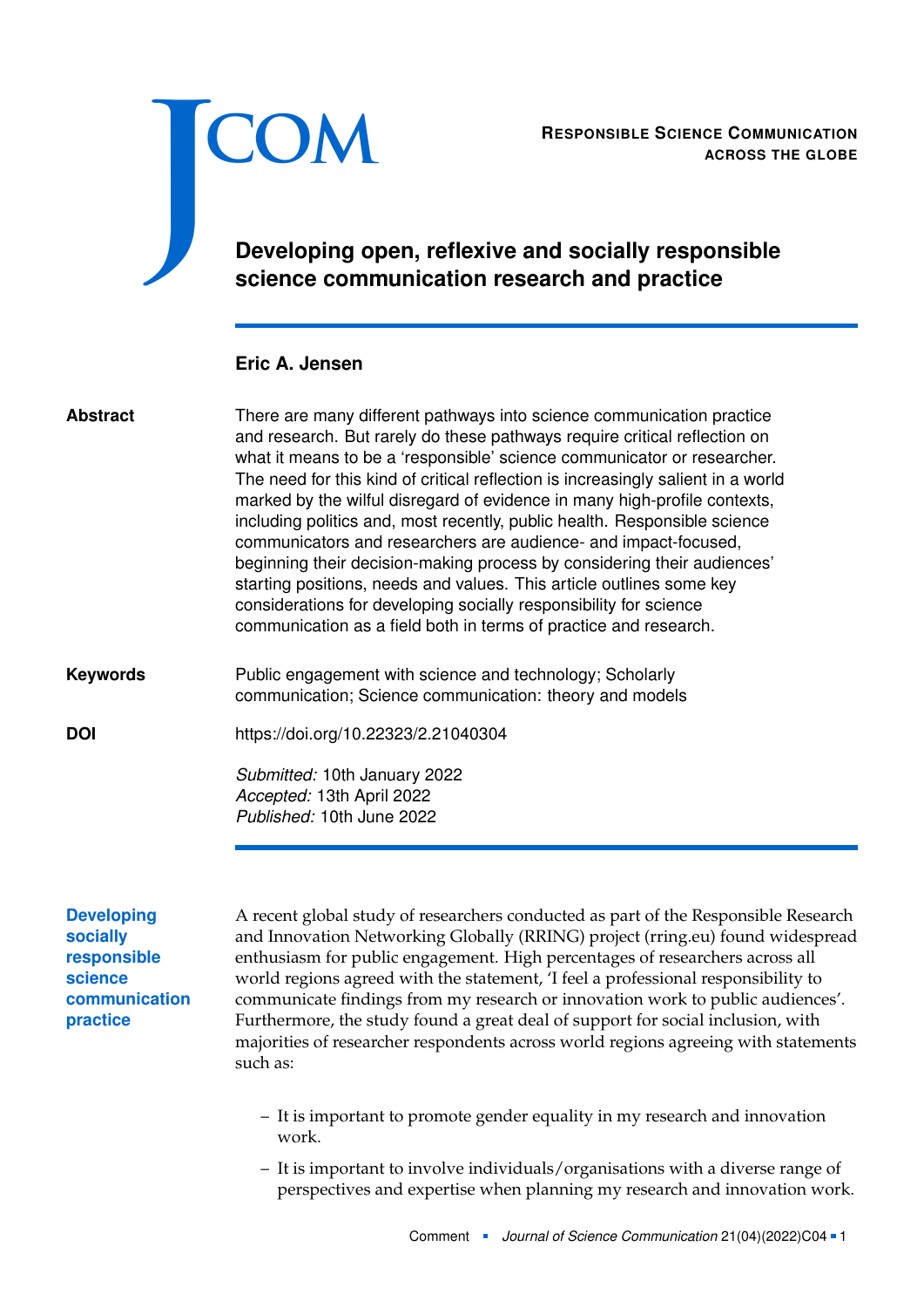RESPONSIBLE SCIENCE COMMUNICATION ACROSS THE GLOBE

# Developing open, reflexive and socially responsible science communication research and practice

**Eric A. Jensen**

**Abstract**

There are many different pathways into science communication practice and research. But rarely do these pathways require critical reflection on what it means to be a 'responsible' science communicator or researcher. The need for this kind of critical reflection is increasingly salient in a world marked by the wilful disregard of evidence in many high-profile contexts, including politics and, most recently, public health. Responsible science communicators and researchers are audience- and impact-focused, beginning their decision-making process by considering their audiences' starting positions, needs and values. This article outlines some key considerations for developing socially responsibility for science communication as a field both in terms of practice and research.

**Keywords**

Public engagement with science and technology; Scholarly communication; Science communication: theory and models

**DOI**

https://doi.org/10.22323/2.21040304

*Submitted:* 10th January 2022
*Accepted:* 13th April 2022
*Published:* 10th June 2022

## Developing socially responsible science communication practice

A recent global study of researchers conducted as part of the Responsible Research and Innovation Networking Globally (RRING) project (rring.eu) found widespread enthusiasm for public engagement. High percentages of researchers across all world regions agreed with the statement, 'I feel a professional responsibility to communicate findings from my research or innovation work to public audiences'. Furthermore, the study found a great deal of support for social inclusion, with majorities of researcher respondents across world regions agreeing with statements such as:

- It is important to promote gender equality in my research and innovation work.
- It is important to involve individuals/organisations with a diverse range of perspectives and expertise when planning my research and innovation work.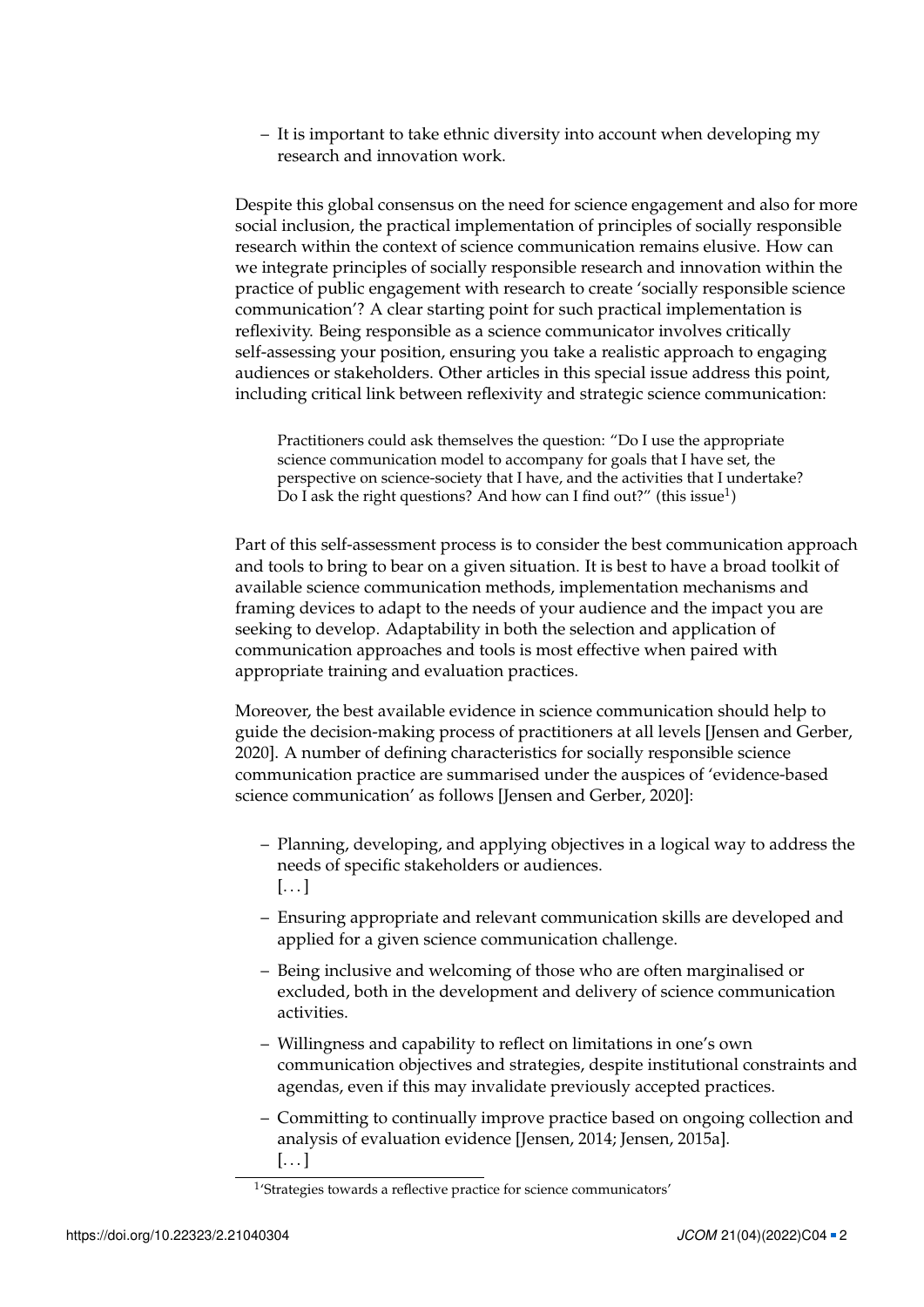- It is important to take ethnic diversity into account when developing my research and innovation work.

Despite this global consensus on the need for science engagement and also for more social inclusion, the practical implementation of principles of socially responsible research within the context of science communication remains elusive. How can we integrate principles of socially responsible research and innovation within the practice of public engagement with research to create 'socially responsible science communication'? A clear starting point for such practical implementation is reflexivity. Being responsible as a science communicator involves critically self-assessing your position, ensuring you take a realistic approach to engaging audiences or stakeholders. Other articles in this special issue address this point, including critical link between reflexivity and strategic science communication:

> Practitioners could ask themselves the question: "Do I use the appropriate science communication model to accompany for goals that I have set, the perspective on science-society that I have, and the activities that I undertake? Do I ask the right questions? And how can I find out?" (this issue[1])

Part of this self-assessment process is to consider the best communication approach and tools to bring to bear on a given situation. It is best to have a broad toolkit of available science communication methods, implementation mechanisms and framing devices to adapt to the needs of your audience and the impact you are seeking to develop. Adaptability in both the selection and application of communication approaches and tools is most effective when paired with appropriate training and evaluation practices.

Moreover, the best available evidence in science communication should help to guide the decision-making process of practitioners at all levels [Jensen and Gerber, 2020]. A number of defining characteristics for socially responsible science communication practice are summarised under the auspices of 'evidence-based science communication' as follows [Jensen and Gerber, 2020]:

- Planning, developing, and applying objectives in a logical way to address the needs of specific stakeholders or audiences.
  [...]
- Ensuring appropriate and relevant communication skills are developed and applied for a given science communication challenge.
- Being inclusive and welcoming of those who are often marginalised or excluded, both in the development and delivery of science communication activities.
- Willingness and capability to reflect on limitations in one's own communication objectives and strategies, despite institutional constraints and agendas, even if this may invalidate previously accepted practices.
- Committing to continually improve practice based on ongoing collection and analysis of evaluation evidence [Jensen, 2014; Jensen, 2015a].
  [...]

[1] 'Strategies towards a reflective practice for science communicators'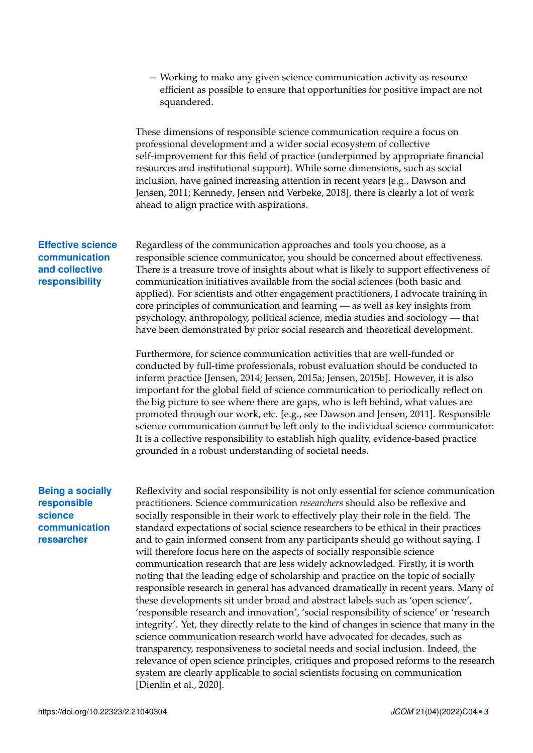- Working to make any given science communication activity as resource efficient as possible to ensure that opportunities for positive impact are not squandered.

These dimensions of responsible science communication require a focus on professional development and a wider social ecosystem of collective self-improvement for this field of practice (underpinned by appropriate financial resources and institutional support). While some dimensions, such as social inclusion, have gained increasing attention in recent years [e.g., Dawson and Jensen, 2011; Kennedy, Jensen and Verbeke, 2018], there is clearly a lot of work ahead to align practice with aspirations.

## Effective science communication and collective responsibility

Regardless of the communication approaches and tools you choose, as a responsible science communicator, you should be concerned about effectiveness. There is a treasure trove of insights about what is likely to support effectiveness of communication initiatives available from the social sciences (both basic and applied). For scientists and other engagement practitioners, I advocate training in core principles of communication and learning — as well as key insights from psychology, anthropology, political science, media studies and sociology — that have been demonstrated by prior social research and theoretical development.

Furthermore, for science communication activities that are well-funded or conducted by full-time professionals, robust evaluation should be conducted to inform practice [Jensen, 2014; Jensen, 2015a; Jensen, 2015b]. However, it is also important for the global field of science communication to periodically reflect on the big picture to see where there are gaps, who is left behind, what values are promoted through our work, etc. [e.g., see Dawson and Jensen, 2011]. Responsible science communication cannot be left only to the individual science communicator: It is a collective responsibility to establish high quality, evidence-based practice grounded in a robust understanding of societal needs.

## Being a socially responsible science communication researcher

Reflexivity and social responsibility is not only essential for science communication practitioners. Science communication *researchers* should also be reflexive and socially responsible in their work to effectively play their role in the field. The standard expectations of social science researchers to be ethical in their practices and to gain informed consent from any participants should go without saying. I will therefore focus here on the aspects of socially responsible science communication research that are less widely acknowledged. Firstly, it is worth noting that the leading edge of scholarship and practice on the topic of socially responsible research in general has advanced dramatically in recent years. Many of these developments sit under broad and abstract labels such as 'open science', 'responsible research and innovation', 'social responsibility of science' or 'research integrity'. Yet, they directly relate to the kind of changes in science that many in the science communication research world have advocated for decades, such as transparency, responsiveness to societal needs and social inclusion. Indeed, the relevance of open science principles, critiques and proposed reforms to the research system are clearly applicable to social scientists focusing on communication [Dienlin et al., 2020].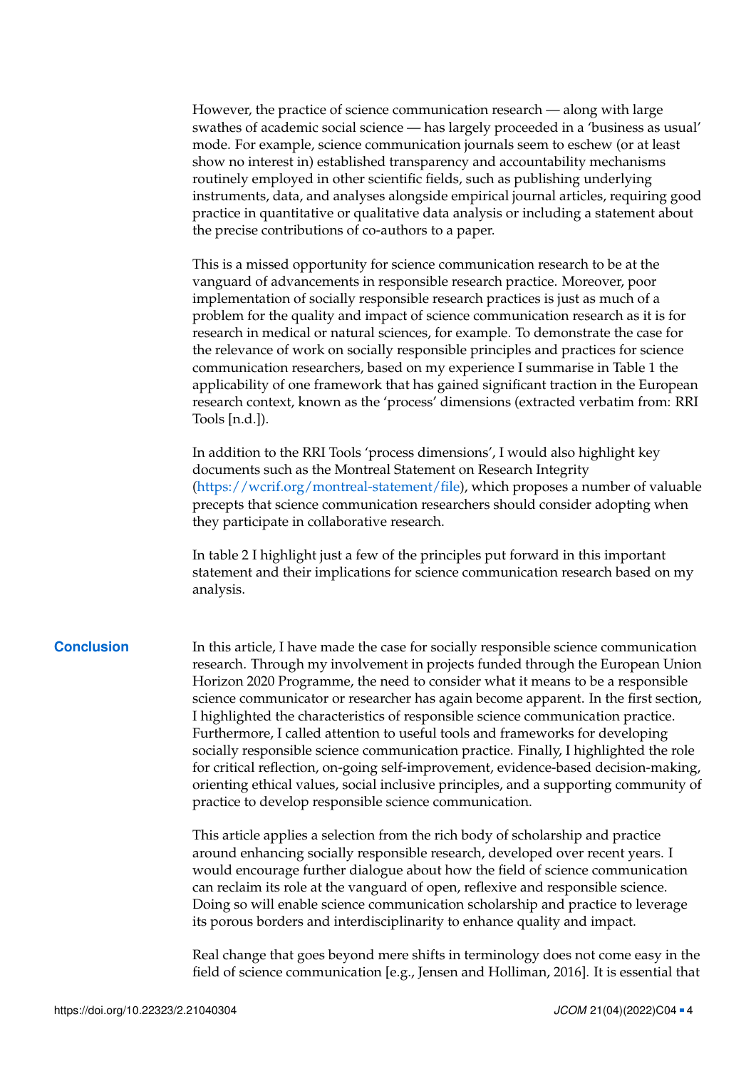However, the practice of science communication research — along with large swathes of academic social science — has largely proceeded in a 'business as usual' mode. For example, science communication journals seem to eschew (or at least show no interest in) established transparency and accountability mechanisms routinely employed in other scientific fields, such as publishing underlying instruments, data, and analyses alongside empirical journal articles, requiring good practice in quantitative or qualitative data analysis or including a statement about the precise contributions of co-authors to a paper.

This is a missed opportunity for science communication research to be at the vanguard of advancements in responsible research practice. Moreover, poor implementation of socially responsible research practices is just as much of a problem for the quality and impact of science communication research as it is for research in medical or natural sciences, for example. To demonstrate the case for the relevance of work on socially responsible principles and practices for science communication researchers, based on my experience I summarise in Table 1 the applicability of one framework that has gained significant traction in the European research context, known as the 'process' dimensions (extracted verbatim from: RRI Tools [n.d.]).

In addition to the RRI Tools 'process dimensions', I would also highlight key documents such as the Montreal Statement on Research Integrity (https://wcrif.org/montreal-statement/file), which proposes a number of valuable precepts that science communication researchers should consider adopting when they participate in collaborative research.

In table 2 I highlight just a few of the principles put forward in this important statement and their implications for science communication research based on my analysis.

## Conclusion

In this article, I have made the case for socially responsible science communication research. Through my involvement in projects funded through the European Union Horizon 2020 Programme, the need to consider what it means to be a responsible science communicator or researcher has again become apparent. In the first section, I highlighted the characteristics of responsible science communication practice. Furthermore, I called attention to useful tools and frameworks for developing socially responsible science communication practice. Finally, I highlighted the role for critical reflection, on-going self-improvement, evidence-based decision-making, orienting ethical values, social inclusive principles, and a supporting community of practice to develop responsible science communication.

This article applies a selection from the rich body of scholarship and practice around enhancing socially responsible research, developed over recent years. I would encourage further dialogue about how the field of science communication can reclaim its role at the vanguard of open, reflexive and responsible science. Doing so will enable science communication scholarship and practice to leverage its porous borders and interdisciplinarity to enhance quality and impact.

Real change that goes beyond mere shifts in terminology does not come easy in the field of science communication [e.g., Jensen and Holliman, 2016]. It is essential that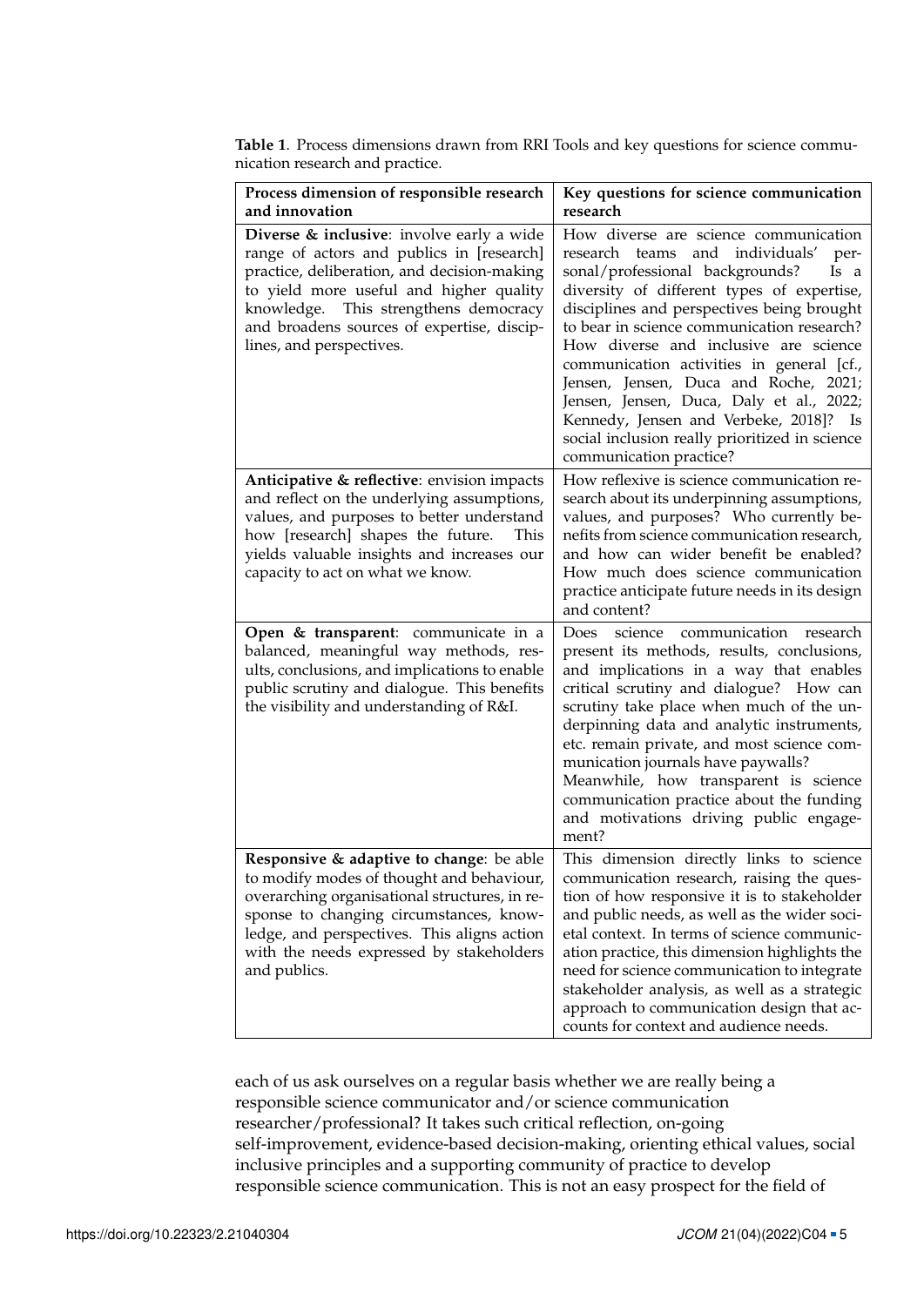**Table 1**. Process dimensions drawn from RRI Tools and key questions for science communication research and practice.

| Process dimension of responsible research and innovation | Key questions for science communication research |
|---|---|
| **Diverse & inclusive**: involve early a wide range of actors and publics in [research] practice, deliberation, and decision-making to yield more useful and higher quality knowledge. This strengthens democracy and broadens sources of expertise, disciplines, and perspectives. | How diverse are science communication research teams and individuals' personal/professional backgrounds? Is a diversity of different types of expertise, disciplines and perspectives being brought to bear in science communication research? How diverse and inclusive are science communication activities in general [cf., Jensen, Jensen, Duca and Roche, 2021; Jensen, Jensen, Duca, Daly et al., 2022; Kennedy, Jensen and Verbeke, 2018]? Is social inclusion really prioritized in science communication practice? |
| **Anticipative & reflective**: envision impacts and reflect on the underlying assumptions, values, and purposes to better understand how [research] shapes the future. This yields valuable insights and increases our capacity to act on what we know. | How reflexive is science communication research about its underpinning assumptions, values, and purposes? Who currently benefits from science communication research, and how can wider benefit be enabled? How much does science communication practice anticipate future needs in its design and content? |
| **Open & transparent**: communicate in a balanced, meaningful way methods, results, conclusions, and implications to enable public scrutiny and dialogue. This benefits the visibility and understanding of R&I. | Does science communication research present its methods, results, conclusions, and implications in a way that enables critical scrutiny and dialogue? How can scrutiny take place when much of the underpinning data and analytic instruments, etc. remain private, and most science communication journals have paywalls? Meanwhile, how transparent is science communication practice about the funding and motivations driving public engagement? |
| **Responsive & adaptive to change**: be able to modify modes of thought and behaviour, overarching organisational structures, in response to changing circumstances, knowledge, and perspectives. This aligns action with the needs expressed by stakeholders and publics. | This dimension directly links to science communication research, raising the question of how responsive it is to stakeholder and public needs, as well as the wider societal context. In terms of science communication practice, this dimension highlights the need for science communication to integrate stakeholder analysis, as well as a strategic approach to communication design that accounts for context and audience needs. |

each of us ask ourselves on a regular basis whether we are really being a responsible science communicator and/or science communication researcher/professional? It takes such critical reflection, on-going self-improvement, evidence-based decision-making, orienting ethical values, social inclusive principles and a supporting community of practice to develop responsible science communication. This is not an easy prospect for the field of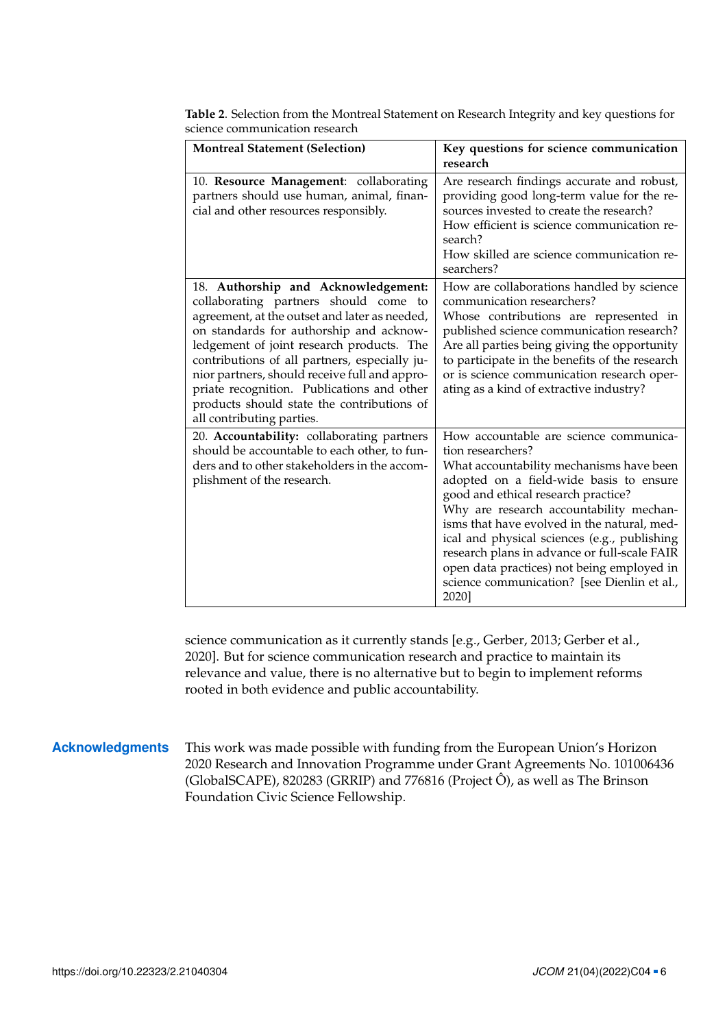**Table 2**. Selection from the Montreal Statement on Research Integrity and key questions for science communication research

| Montreal Statement (Selection) | Key questions for science communication research |
|---|---|
| 10. **Resource Management**: collaborating partners should use human, animal, financial and other resources responsibly. | Are research findings accurate and robust, providing good long-term value for the resources invested to create the research? How efficient is science communication research? How skilled are science communication researchers? |
| 18. **Authorship and Acknowledgement:** collaborating partners should come to agreement, at the outset and later as needed, on standards for authorship and acknowledgement of joint research products. The contributions of all partners, especially junior partners, should receive full and appropriate recognition. Publications and other products should state the contributions of all contributing parties. | How are collaborations handled by science communication researchers? Whose contributions are represented in published science communication research? Are all parties being giving the opportunity to participate in the benefits of the research or is science communication research operating as a kind of extractive industry? |
| 20. **Accountability:** collaborating partners should be accountable to each other, to funders and to other stakeholders in the accomplishment of the research. | How accountable are science communication researchers? What accountability mechanisms have been adopted on a field-wide basis to ensure good and ethical research practice? Why are research accountability mechanisms that have evolved in the natural, medical and physical sciences (e.g., publishing research plans in advance or full-scale FAIR open data practices) not being employed in science communication? [see Dienlin et al., 2020] |

science communication as it currently stands [e.g., Gerber, 2013; Gerber et al., 2020]. But for science communication research and practice to maintain its relevance and value, there is no alternative but to begin to implement reforms rooted in both evidence and public accountability.

## Acknowledgments

This work was made possible with funding from the European Union's Horizon 2020 Research and Innovation Programme under Grant Agreements No. 101006436 (GlobalSCAPE), 820283 (GRRIP) and 776816 (Project Ô), as well as The Brinson Foundation Civic Science Fellowship.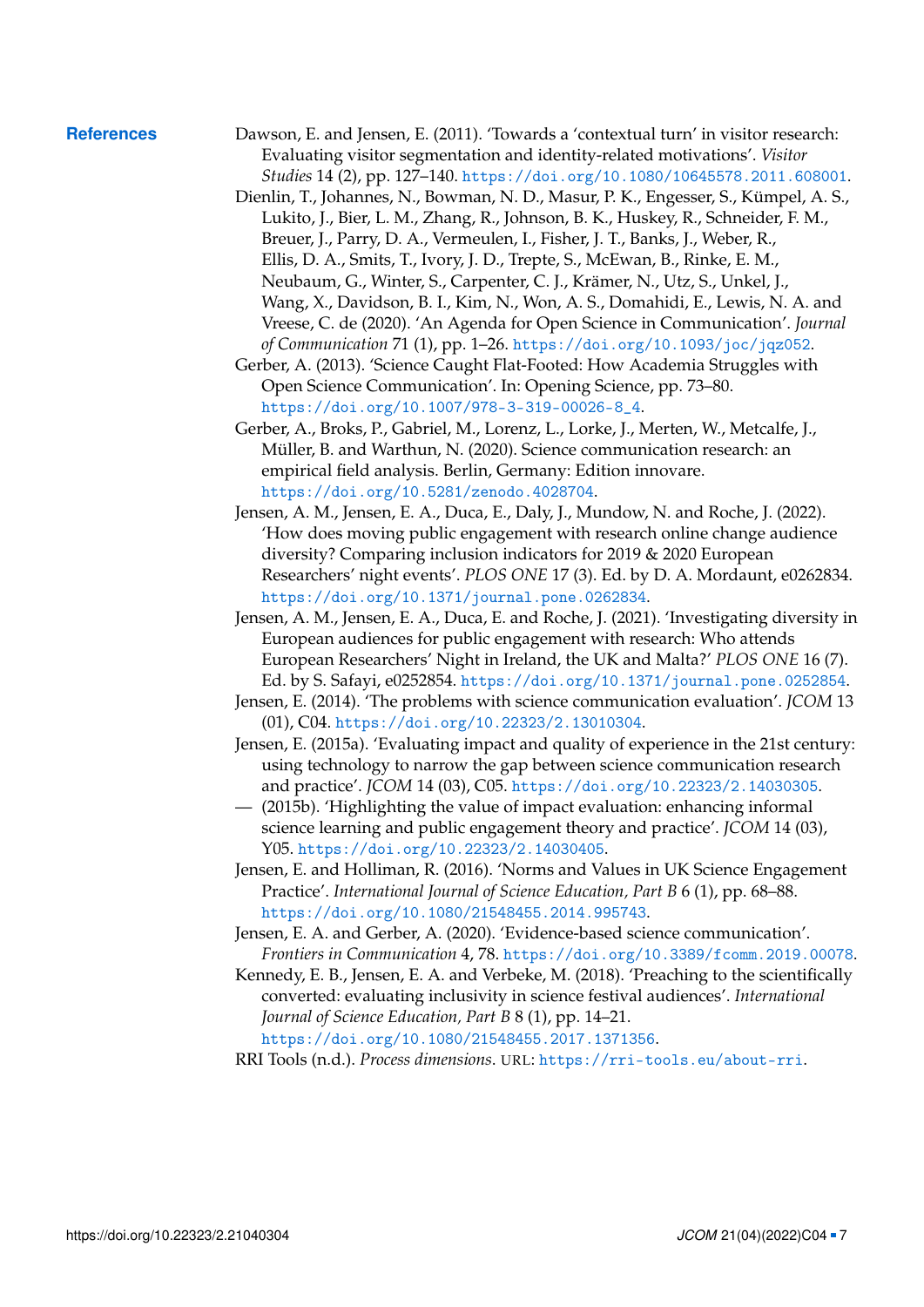# References

Dawson, E. and Jensen, E. (2011). 'Towards a 'contextual turn' in visitor research: Evaluating visitor segmentation and identity-related motivations'. *Visitor Studies* 14 (2), pp. 127–140. https://doi.org/10.1080/10645578.2011.608001.

Dienlin, T., Johannes, N., Bowman, N. D., Masur, P. K., Engesser, S., Kümpel, A. S., Lukito, J., Bier, L. M., Zhang, R., Johnson, B. K., Huskey, R., Schneider, F. M., Breuer, J., Parry, D. A., Vermeulen, I., Fisher, J. T., Banks, J., Weber, R., Ellis, D. A., Smits, T., Ivory, J. D., Trepte, S., McEwan, B., Rinke, E. M., Neubaum, G., Winter, S., Carpenter, C. J., Krämer, N., Utz, S., Unkel, J., Wang, X., Davidson, B. I., Kim, N., Won, A. S., Domahidi, E., Lewis, N. A. and Vreese, C. de (2020). 'An Agenda for Open Science in Communication'. *Journal of Communication* 71 (1), pp. 1–26. https://doi.org/10.1093/joc/jqz052.

Gerber, A. (2013). 'Science Caught Flat-Footed: How Academia Struggles with Open Science Communication'. In: Opening Science, pp. 73–80. https://doi.org/10.1007/978-3-319-00026-8_4.

Gerber, A., Broks, P., Gabriel, M., Lorenz, L., Lorke, J., Merten, W., Metcalfe, J., Müller, B. and Warthun, N. (2020). Science communication research: an empirical field analysis. Berlin, Germany: Edition innovare. https://doi.org/10.5281/zenodo.4028704.

Jensen, A. M., Jensen, E. A., Duca, E., Daly, J., Mundow, N. and Roche, J. (2022). 'How does moving public engagement with research online change audience diversity? Comparing inclusion indicators for 2019 & 2020 European Researchers' night events'. *PLOS ONE* 17 (3). Ed. by D. A. Mordaunt, e0262834. https://doi.org/10.1371/journal.pone.0262834.

Jensen, A. M., Jensen, E. A., Duca, E. and Roche, J. (2021). 'Investigating diversity in European audiences for public engagement with research: Who attends European Researchers' Night in Ireland, the UK and Malta?' *PLOS ONE* 16 (7). Ed. by S. Safayi, e0252854. https://doi.org/10.1371/journal.pone.0252854.

Jensen, E. (2014). 'The problems with science communication evaluation'. *JCOM* 13 (01), C04. https://doi.org/10.22323/2.13010304.

Jensen, E. (2015a). 'Evaluating impact and quality of experience in the 21st century: using technology to narrow the gap between science communication research and practice'. *JCOM* 14 (03), C05. https://doi.org/10.22323/2.14030305.

— (2015b). 'Highlighting the value of impact evaluation: enhancing informal science learning and public engagement theory and practice'. *JCOM* 14 (03), Y05. https://doi.org/10.22323/2.14030405.

Jensen, E. and Holliman, R. (2016). 'Norms and Values in UK Science Engagement Practice'. *International Journal of Science Education, Part B* 6 (1), pp. 68–88. https://doi.org/10.1080/21548455.2014.995743.

Jensen, E. A. and Gerber, A. (2020). 'Evidence-based science communication'. *Frontiers in Communication* 4, 78. https://doi.org/10.3389/fcomm.2019.00078.

Kennedy, E. B., Jensen, E. A. and Verbeke, M. (2018). 'Preaching to the scientifically converted: evaluating inclusivity in science festival audiences'. *International Journal of Science Education, Part B* 8 (1), pp. 14–21. https://doi.org/10.1080/21548455.2017.1371356.

RRI Tools (n.d.). *Process dimensions*. URL: https://rri-tools.eu/about-rri.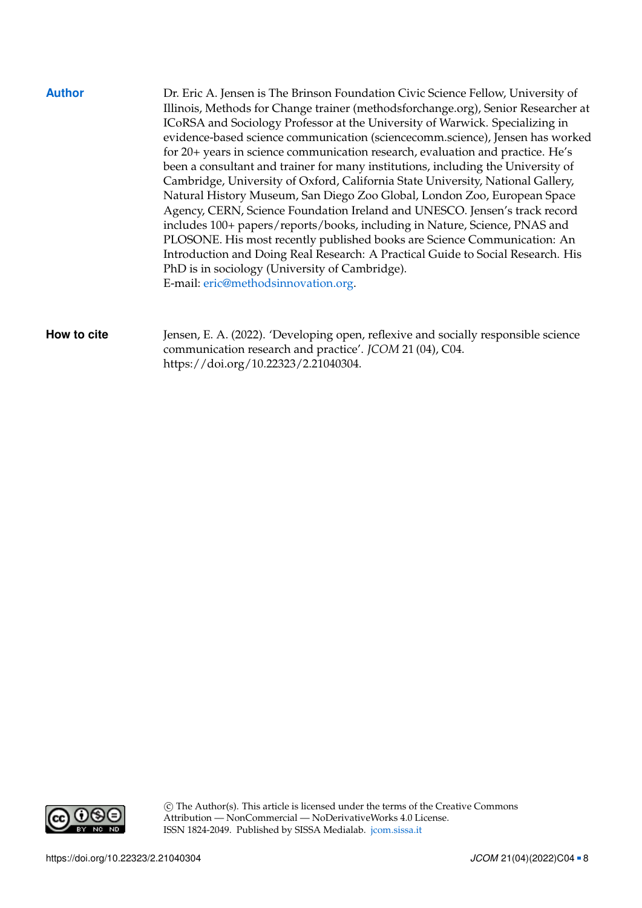## Author

Dr. Eric A. Jensen is The Brinson Foundation Civic Science Fellow, University of Illinois, Methods for Change trainer (methodsforchange.org), Senior Researcher at ICoRSA and Sociology Professor at the University of Warwick. Specializing in evidence-based science communication (sciencecomm.science), Jensen has worked for 20+ years in science communication research, evaluation and practice. He's been a consultant and trainer for many institutions, including the University of Cambridge, University of Oxford, California State University, National Gallery, Natural History Museum, San Diego Zoo Global, London Zoo, European Space Agency, CERN, Science Foundation Ireland and UNESCO. Jensen's track record includes 100+ papers/reports/books, including in Nature, Science, PNAS and PLOSONE. His most recently published books are Science Communication: An Introduction and Doing Real Research: A Practical Guide to Social Research. His PhD is in sociology (University of Cambridge).
E-mail: eric@methodsinnovation.org.

## How to cite

Jensen, E. A. (2022). 'Developing open, reflexive and socially responsible science communication research and practice'. *JCOM* 21 (04), C04. https://doi.org/10.22323/2.21040304.

© The Author(s). This article is licensed under the terms of the Creative Commons Attribution — NonCommercial — NoDerivativeWorks 4.0 License.
ISSN 1824-2049. Published by SISSA Medialab. jcom.sissa.it